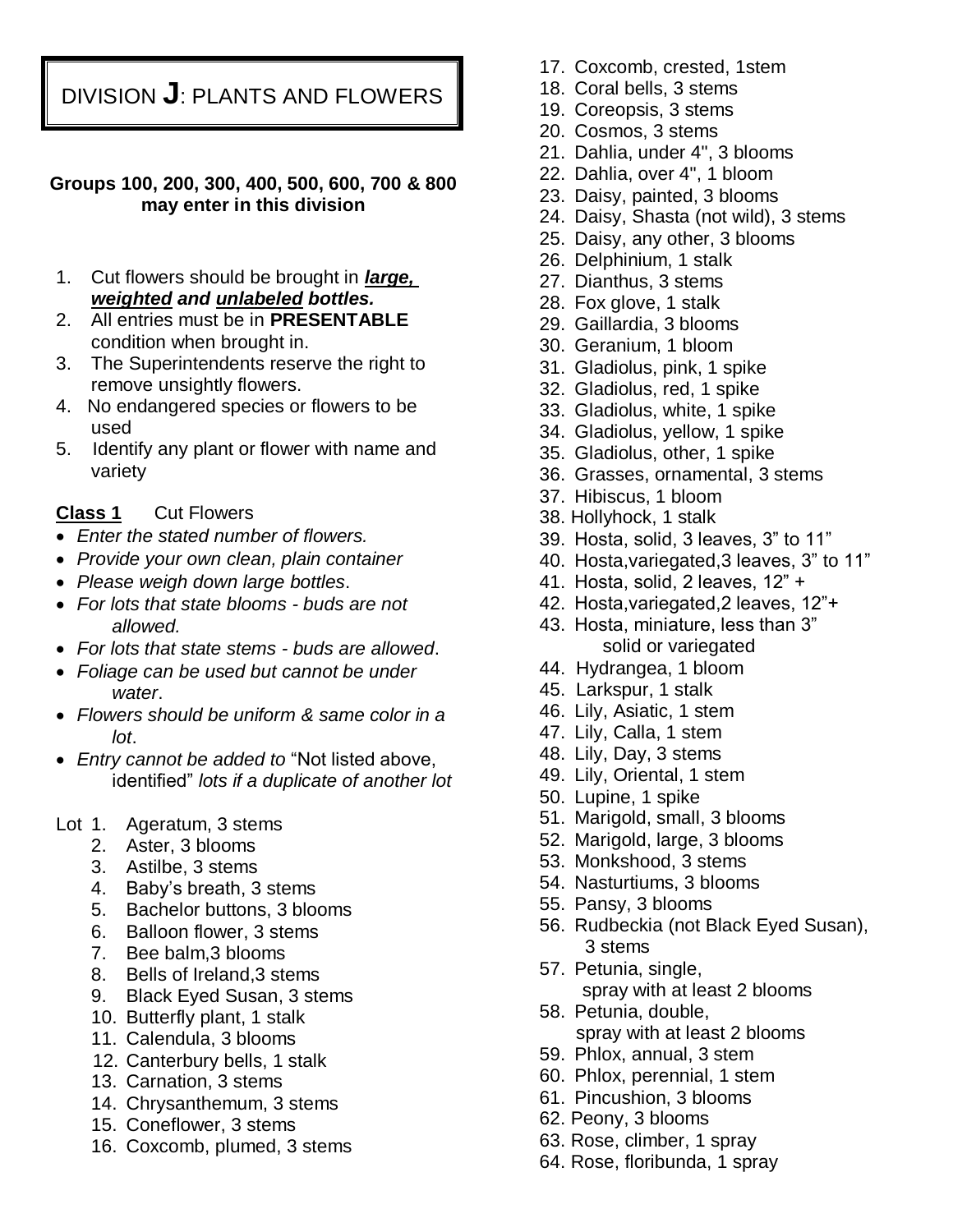# DIVISION J: PLANTS AND FLOWERS

**Groups 100, 200, 300, 400, 500, 600, 700 & 800 may enter in this division**

1. Cut flowers should be brought in ***large, weighted*** ***and unlabeled bottles.***
2. All entries must be in **PRESENTABLE** condition when brought in.
3. The Superintendents reserve the right to remove unsightly flowers.
4. No endangered species or flowers to be used
5. Identify any plant or flower with name and variety

**Class 1** Cut Flowers

- *Enter the stated number of flowers.*
- *Provide your own clean, plain container*
- *Please weigh down large bottles*.
- *For lots that state blooms - buds are not allowed.*
- *For lots that state stems - buds are allowed*.
- *Foliage can be used but cannot be under water*.
- *Flowers should be uniform & same color in a lot*.
- *Entry cannot be added to* "Not listed above, identified" *lots if a duplicate of another lot*

Lot
1. Ageratum, 3 stems
2. Aster, 3 blooms
3. Astilbe, 3 stems
4. Baby's breath, 3 stems
5. Bachelor buttons, 3 blooms
6. Balloon flower, 3 stems
7. Bee balm,3 blooms
8. Bells of Ireland,3 stems
9. Black Eyed Susan, 3 stems
10. Butterfly plant, 1 stalk
11. Calendula, 3 blooms
12. Canterbury bells, 1 stalk
13. Carnation, 3 stems
14. Chrysanthemum, 3 stems
15. Coneflower, 3 stems
16. Coxcomb, plumed, 3 stems
17. Coxcomb, crested, 1stem
18. Coral bells, 3 stems
19. Coreopsis, 3 stems
20. Cosmos, 3 stems
21. Dahlia, under 4", 3 blooms
22. Dahlia, over 4", 1 bloom
23. Daisy, painted, 3 blooms
24. Daisy, Shasta (not wild), 3 stems
25. Daisy, any other, 3 blooms
26. Delphinium, 1 stalk
27. Dianthus, 3 stems
28. Fox glove, 1 stalk
29. Gaillardia, 3 blooms
30. Geranium, 1 bloom
31. Gladiolus, pink, 1 spike
32. Gladiolus, red, 1 spike
33. Gladiolus, white, 1 spike
34. Gladiolus, yellow, 1 spike
35. Gladiolus, other, 1 spike
36. Grasses, ornamental, 3 stems
37. Hibiscus, 1 bloom
38. Hollyhock, 1 stalk
39. Hosta, solid, 3 leaves, 3" to 11"
40. Hosta,variegated,3 leaves, 3" to 11"
41. Hosta, solid, 2 leaves, 12" +
42. Hosta,variegated,2 leaves, 12"+
43. Hosta, miniature, less than 3" solid or variegated
44. Hydrangea, 1 bloom
45. Larkspur, 1 stalk
46. Lily, Asiatic, 1 stem
47. Lily, Calla, 1 stem
48. Lily, Day, 3 stems
49. Lily, Oriental, 1 stem
50. Lupine, 1 spike
51. Marigold, small, 3 blooms
52. Marigold, large, 3 blooms
53. Monkshood, 3 stems
54. Nasturtiums, 3 blooms
55. Pansy, 3 blooms
56. Rudbeckia (not Black Eyed Susan), 3 stems
57. Petunia, single, spray with at least 2 blooms
58. Petunia, double, spray with at least 2 blooms
59. Phlox, annual, 3 stem
60. Phlox, perennial, 1 stem
61. Pincushion, 3 blooms
62. Peony, 3 blooms
63. Rose, climber, 1 spray
64. Rose, floribunda, 1 spray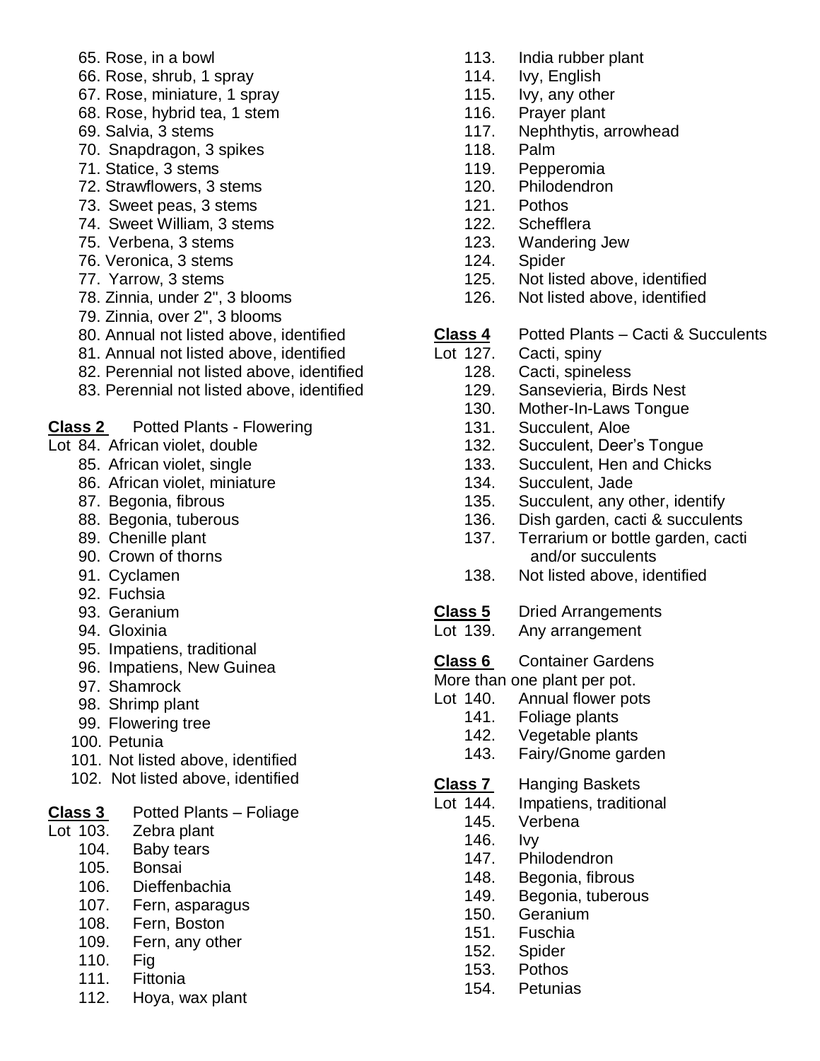65. Rose, in a bowl
66. Rose, shrub, 1 spray
67. Rose, miniature, 1 spray
68. Rose, hybrid tea, 1 stem
69. Salvia, 3 stems
70. Snapdragon, 3 spikes
71. Statice, 3 stems
72. Strawflowers, 3 stems
73. Sweet peas, 3 stems
74. Sweet William, 3 stems
75. Verbena, 3 stems
76. Veronica, 3 stems
77. Yarrow, 3 stems
78. Zinnia, under 2", 3 blooms
79. Zinnia, over 2", 3 blooms
80. Annual not listed above, identified
81. Annual not listed above, identified
82. Perennial not listed above, identified
83. Perennial not listed above, identified

**Class 2** Potted Plants - Flowering

Lot 84. African violet, double
85. African violet, single
86. African violet, miniature
87. Begonia, fibrous
88. Begonia, tuberous
89. Chenille plant
90. Crown of thorns
91. Cyclamen
92. Fuchsia
93. Geranium
94. Gloxinia
95. Impatiens, traditional
96. Impatiens, New Guinea
97. Shamrock
98. Shrimp plant
99. Flowering tree
100. Petunia
101. Not listed above, identified
102. Not listed above, identified

**Class 3** Potted Plants – Foliage

Lot 103. Zebra plant
104. Baby tears
105. Bonsai
106. Dieffenbachia
107. Fern, asparagus
108. Fern, Boston
109. Fern, any other
110. Fig
111. Fittonia
112. Hoya, wax plant
113. India rubber plant
114. Ivy, English
115. Ivy, any other
116. Prayer plant
117. Nephthytis, arrowhead
118. Palm
119. Pepperomia
120. Philodendron
121. Pothos
122. Schefflera
123. Wandering Jew
124. Spider
125. Not listed above, identified
126. Not listed above, identified

**Class 4** Potted Plants – Cacti & Succulents

Lot 127. Cacti, spiny
128. Cacti, spineless
129. Sansevieria, Birds Nest
130. Mother-In-Laws Tongue
131. Succulent, Aloe
132. Succulent, Deer's Tongue
133. Succulent, Hen and Chicks
134. Succulent, Jade
135. Succulent, any other, identify
136. Dish garden, cacti & succulents
137. Terrarium or bottle garden, cacti and/or succulents
138. Not listed above, identified

**Class 5** Dried Arrangements

Lot 139. Any arrangement

**Class 6** Container Gardens

More than one plant per pot.

Lot 140. Annual flower pots
141. Foliage plants
142. Vegetable plants
143. Fairy/Gnome garden

**Class 7** Hanging Baskets

Lot 144. Impatiens, traditional
145. Verbena
146. Ivy
147. Philodendron
148. Begonia, fibrous
149. Begonia, tuberous
150. Geranium
151. Fuschia
152. Spider
153. Pothos
154. Petunias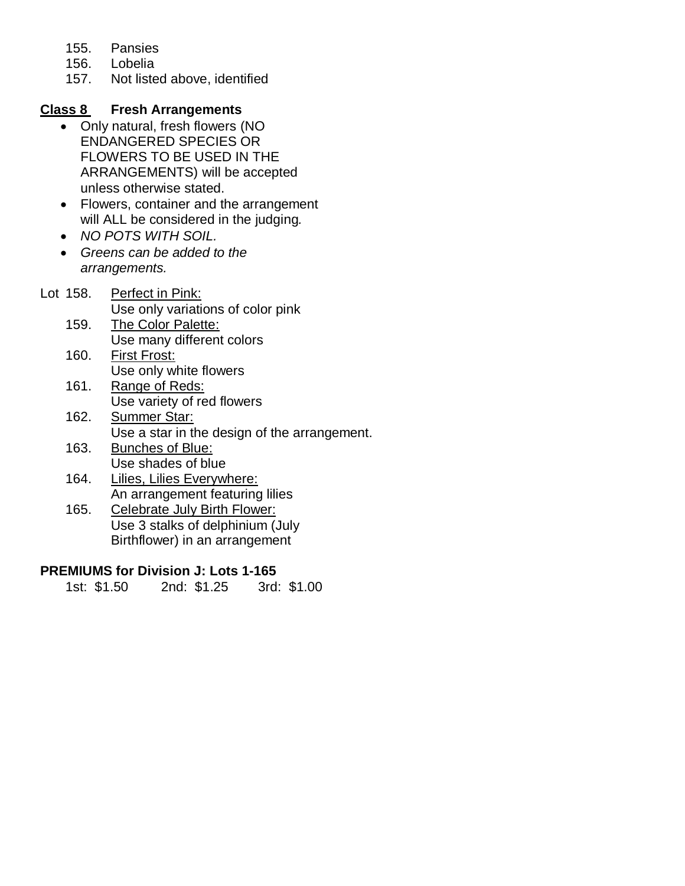155. Pansies
156. Lobelia
157. Not listed above, identified

**Class 8 Fresh Arrangements**

- Only natural, fresh flowers (NO ENDANGERED SPECIES OR FLOWERS TO BE USED IN THE ARRANGEMENTS) will be accepted unless otherwise stated.
- Flowers, container and the arrangement will ALL be considered in the judging.
- *NO POTS WITH SOIL.*
- *Greens can be added to the arrangements.*

Lot 158. Perfect in Pink:
Use only variations of color pink

159. The Color Palette:
Use many different colors

160. First Frost:
Use only white flowers

161. Range of Reds:
Use variety of red flowers

162. Summer Star:
Use a star in the design of the arrangement.

163. Bunches of Blue:
Use shades of blue

164. Lilies, Lilies Everywhere:
An arrangement featuring lilies

165. Celebrate July Birth Flower:
Use 3 stalks of delphinium (July Birthflower) in an arrangement

**PREMIUMS for Division J: Lots 1-165**

1st: $1.50 2nd: $1.25 3rd: $1.00